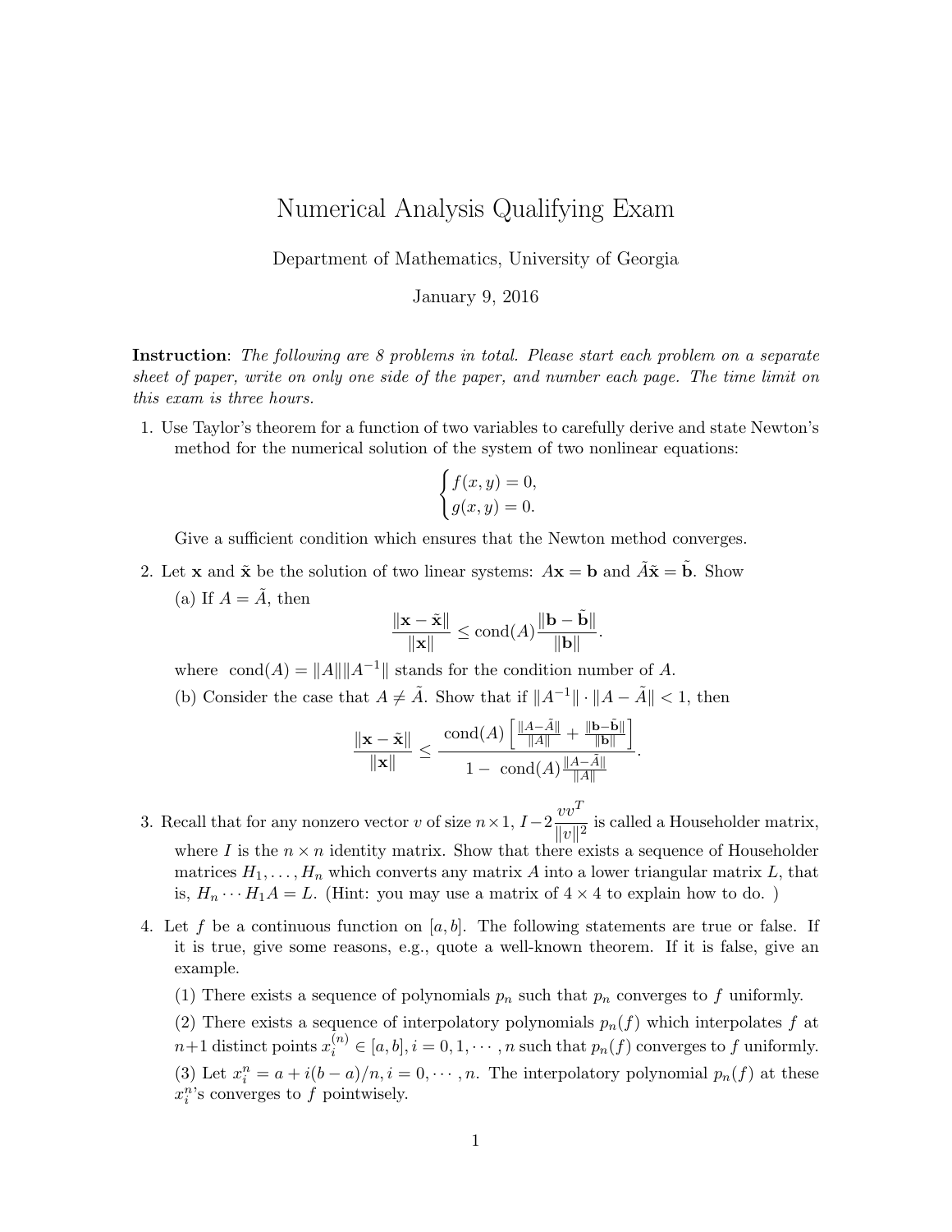# Numerical Analysis Qualifying Exam

Department of Mathematics, University of Georgia

January 9, 2016

**Instruction**: *The following are 8 problems in total. Please start each problem on a separate sheet of paper, write on only one side of the paper, and number each page. The time limit on this exam is three hours.*

1. Use Taylor's theorem for a function of two variables to carefully derive and state Newton's method for the numerical solution of the system of two nonlinear equations:

$$\begin{cases} f(x,y) = 0, \\ g(x,y) = 0. \end{cases}$$

   Give a sufficient condition which ensures that the Newton method converges.

2. Let $\mathbf{x}$ and $\tilde{\mathbf{x}}$ be the solution of two linear systems: $A\mathbf{x} = \mathbf{b}$ and $\tilde{A}\tilde{\mathbf{x}} = \tilde{\mathbf{b}}$. Show

   (a) If $A = \tilde{A}$, then

$$\frac{\|\mathbf{x} - \tilde{\mathbf{x}}\|}{\|\mathbf{x}\|} \leq \text{cond}(A) \frac{\|\mathbf{b} - \tilde{\mathbf{b}}\|}{\|\mathbf{b}\|}.$$

   where $\text{cond}(A) = \|A\| \|A^{-1}\|$ stands for the condition number of $A$.

   (b) Consider the case that $A \neq \tilde{A}$. Show that if $\|A^{-1}\| \cdot \|A - \tilde{A}\| < 1$, then

$$\frac{\|\mathbf{x} - \tilde{\mathbf{x}}\|}{\|\mathbf{x}\|} \leq \frac{\text{cond}(A) \left[ \frac{\|A - \tilde{A}\|}{\|A\|} + \frac{\|\mathbf{b} - \tilde{\mathbf{b}}\|}{\|\mathbf{b}\|} \right]}{1 - \ \text{cond}(A) \frac{\|A - \tilde{A}\|}{\|A\|}}.$$

3. Recall that for any nonzero vector $v$ of size $n \times 1$, $I - 2\dfrac{vv^T}{\|v\|^2}$ is called a Householder matrix, where $I$ is the $n \times n$ identity matrix. Show that there exists a sequence of Householder matrices $H_1, \ldots, H_n$ which converts any matrix $A$ into a lower triangular matrix $L$, that is, $H_n \cdots H_1 A = L$. (Hint: you may use a matrix of $4 \times 4$ to explain how to do. )

4. Let $f$ be a continuous function on $[a, b]$. The following statements are true or false. If it is true, give some reasons, e.g., quote a well-known theorem. If it is false, give an example.

   (1) There exists a sequence of polynomials $p_n$ such that $p_n$ converges to $f$ uniformly.

   (2) There exists a sequence of interpolatory polynomials $p_n(f)$ which interpolates $f$ at $n+1$ distinct points $x_i^{(n)} \in [a, b], i = 0, 1, \cdots, n$ such that $p_n(f)$ converges to $f$ uniformly.

   (3) Let $x_i^n = a + i(b-a)/n, i = 0, \cdots, n$. The interpolatory polynomial $p_n(f)$ at these $x_i^n$'s converges to $f$ pointwisely.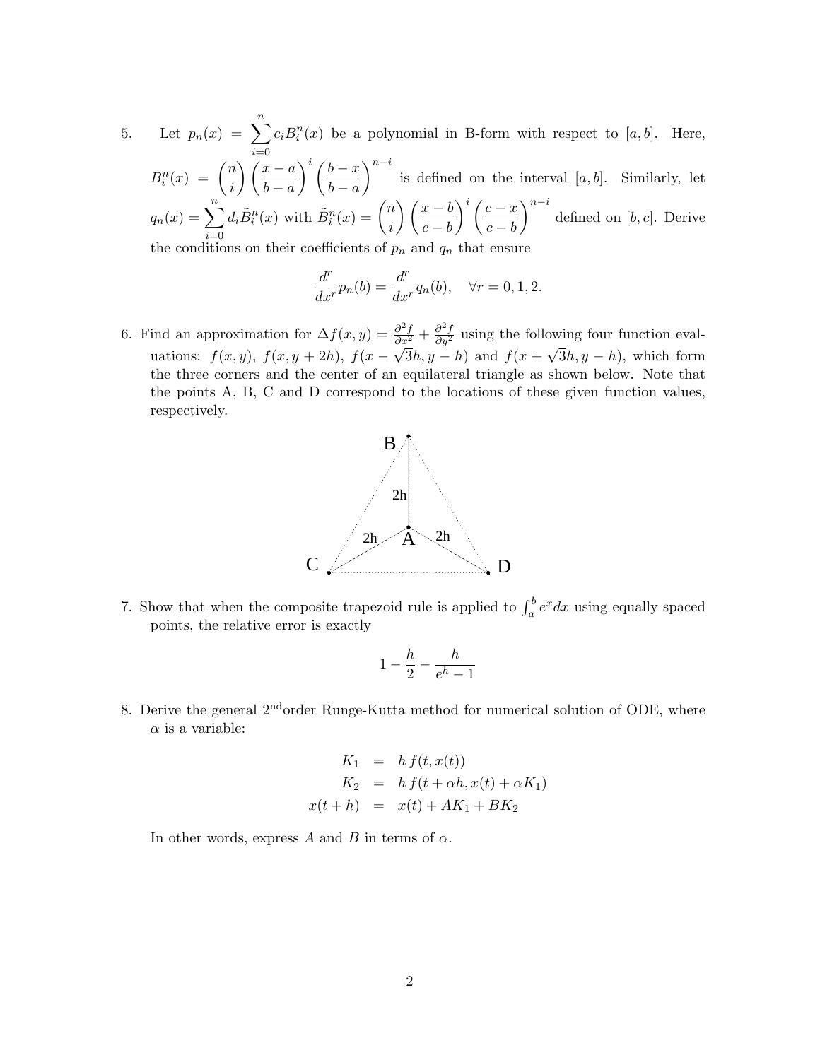5. Let $p_n(x) = \sum_{i=0}^{n} c_i B_i^n(x)$ be a polynomial in B-form with respect to $[a, b]$. Here, $B_i^n(x) = \binom{n}{i} \left(\frac{x-a}{b-a}\right)^i \left(\frac{b-x}{b-a}\right)^{n-i}$ is defined on the interval $[a, b]$. Similarly, let $q_n(x) = \sum_{i=0}^{n} d_i \tilde{B}_i^n(x)$ with $\tilde{B}_i^n(x) = \binom{n}{i} \left(\frac{x-b}{c-b}\right)^i \left(\frac{c-x}{c-b}\right)^{n-i}$ defined on $[b, c]$. Derive the conditions on their coefficients of $p_n$ and $q_n$ that ensure

$$\frac{d^r}{dx^r} p_n(b) = \frac{d^r}{dx^r} q_n(b), \quad \forall r = 0, 1, 2.$$

6. Find an approximation for $\Delta f(x, y) = \frac{\partial^2 f}{\partial x^2} + \frac{\partial^2 f}{\partial y^2}$ using the following four function evaluations: $f(x, y)$, $f(x, y + 2h)$, $f(x - \sqrt{3}h, y - h)$ and $f(x + \sqrt{3}h, y - h)$, which form the three corners and the center of an equilateral triangle as shown below. Note that the points A, B, C and D correspond to the locations of these given function values, respectively.

B

2h

2h A 2h

C D

7. Show that when the composite trapezoid rule is applied to $\int_a^b e^x dx$ using equally spaced points, the relative error is exactly

$$1 - \frac{h}{2} - \frac{h}{e^h - 1}$$

8. Derive the general 2<sup>nd</sup>order Runge-Kutta method for numerical solution of ODE, where $\alpha$ is a variable:

$$\begin{aligned} K_1 &= h\, f(t, x(t)) \\ K_2 &= h\, f(t + \alpha h, x(t) + \alpha K_1) \\ x(t + h) &= x(t) + AK_1 + BK_2 \end{aligned}$$

In other words, express $A$ and $B$ in terms of $\alpha$.